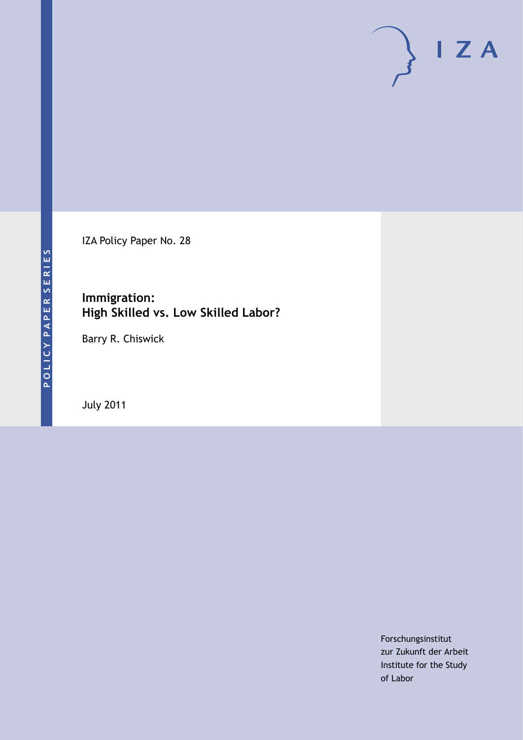POLICY PAPER SERIES

IZA Policy Paper No. 28

# Immigration: High Skilled vs. Low Skilled Labor?

Barry R. Chiswick

July 2011

Forschungsinstitut
zur Zukunft der Arbeit
Institute for the Study
of Labor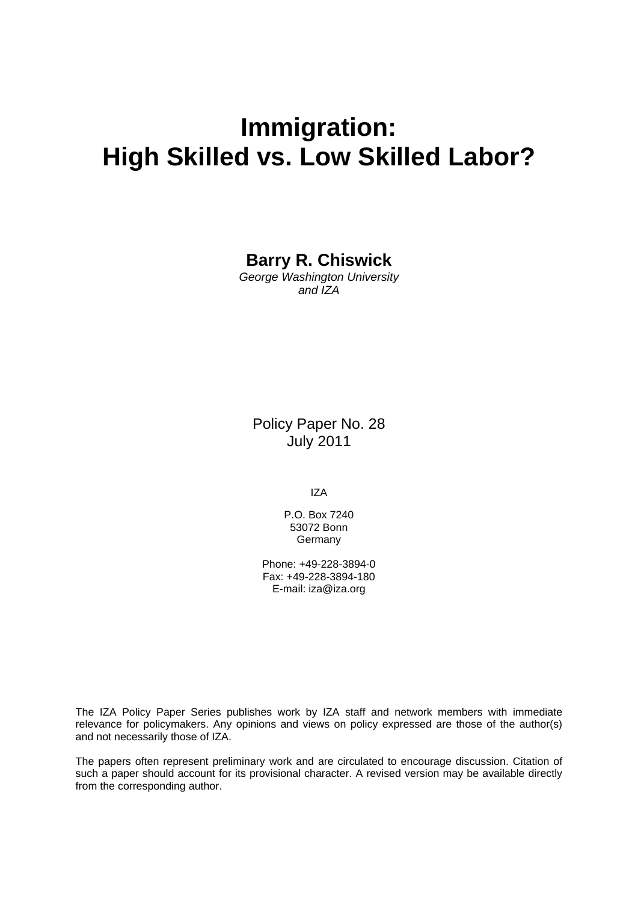# Immigration: High Skilled vs. Low Skilled Labor?

**Barry R. Chiswick**
*George Washington University and IZA*

Policy Paper No. 28
July 2011

IZA

P.O. Box 7240
53072 Bonn
Germany

Phone: +49-228-3894-0
Fax: +49-228-3894-180
E-mail: iza@iza.org

The IZA Policy Paper Series publishes work by IZA staff and network members with immediate relevance for policymakers. Any opinions and views on policy expressed are those of the author(s) and not necessarily those of IZA.

The papers often represent preliminary work and are circulated to encourage discussion. Citation of such a paper should account for its provisional character. A revised version may be available directly from the corresponding author.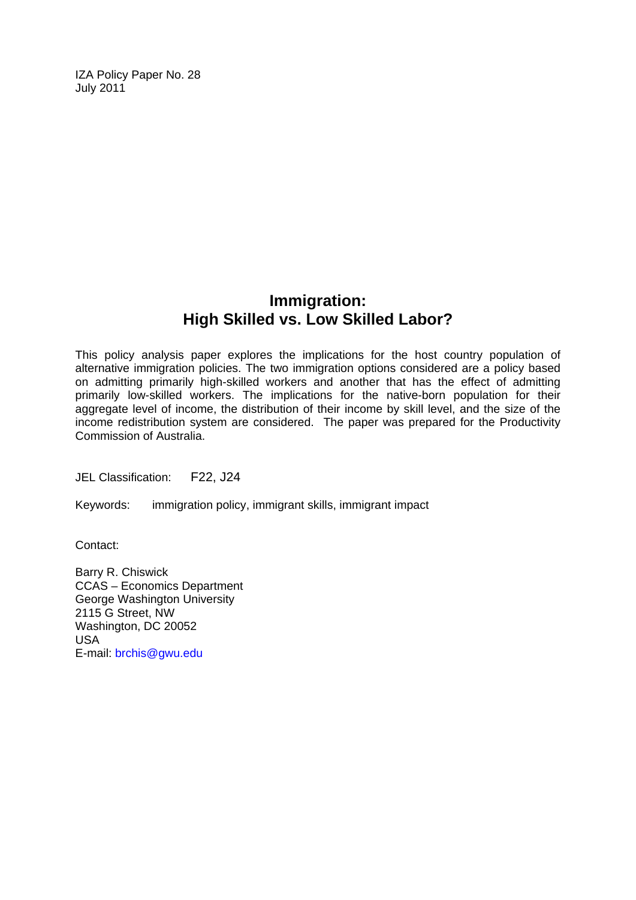IZA Policy Paper No. 28
July 2011

# Immigration: High Skilled vs. Low Skilled Labor?

This policy analysis paper explores the implications for the host country population of alternative immigration policies. The two immigration options considered are a policy based on admitting primarily high-skilled workers and another that has the effect of admitting primarily low-skilled workers. The implications for the native-born population for their aggregate level of income, the distribution of their income by skill level, and the size of the income redistribution system are considered. The paper was prepared for the Productivity Commission of Australia.

JEL Classification: F22, J24

Keywords: immigration policy, immigrant skills, immigrant impact

Contact:

Barry R. Chiswick
CCAS – Economics Department
George Washington University
2115 G Street, NW
Washington, DC 20052
USA
E-mail: brchis@gwu.edu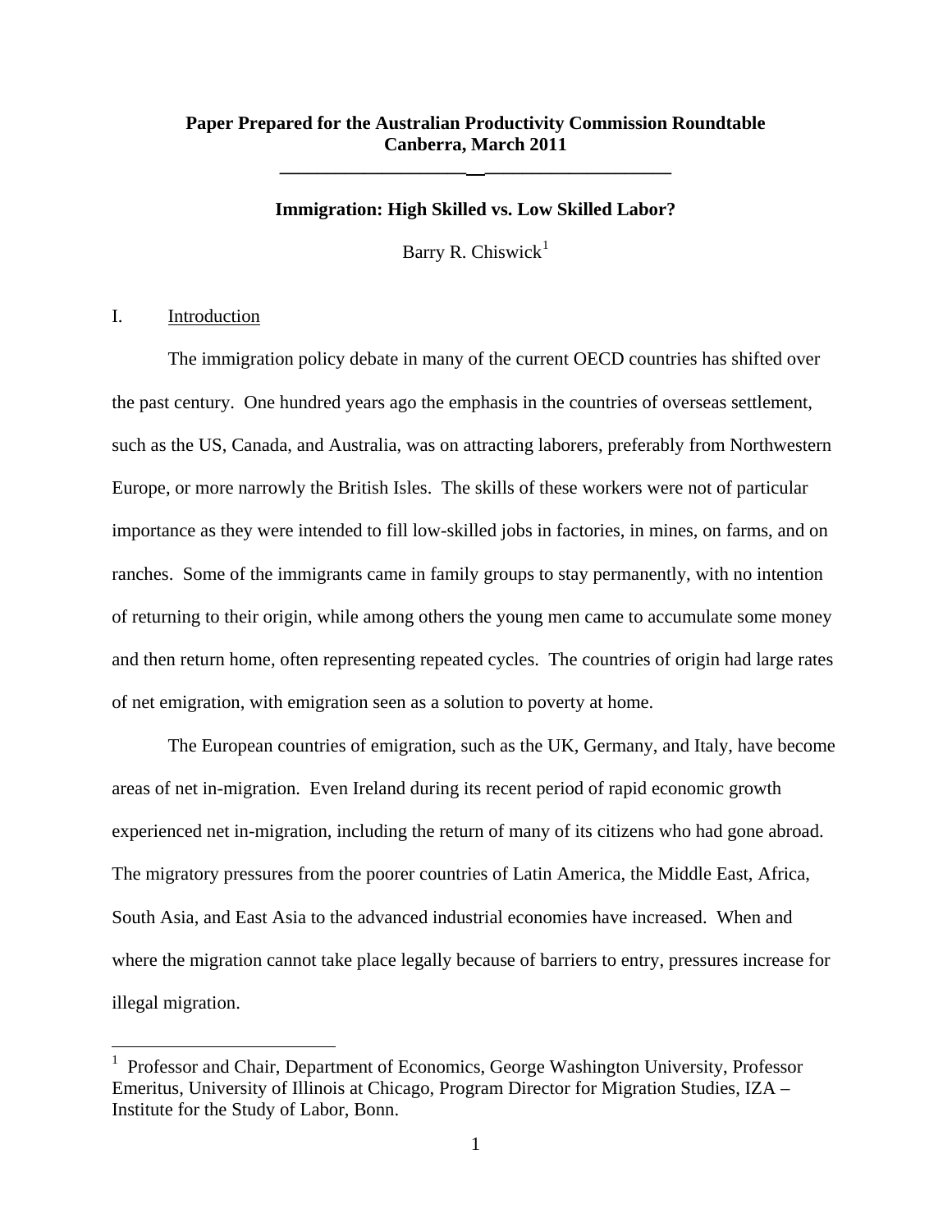**Paper Prepared for the Australian Productivity Commission Roundtable**
**Canberra, March 2011**

---

**Immigration: High Skilled vs. Low Skilled Labor?**

Barry R. Chiswick[1]

## I. Introduction

The immigration policy debate in many of the current OECD countries has shifted over the past century. One hundred years ago the emphasis in the countries of overseas settlement, such as the US, Canada, and Australia, was on attracting laborers, preferably from Northwestern Europe, or more narrowly the British Isles. The skills of these workers were not of particular importance as they were intended to fill low-skilled jobs in factories, in mines, on farms, and on ranches. Some of the immigrants came in family groups to stay permanently, with no intention of returning to their origin, while among others the young men came to accumulate some money and then return home, often representing repeated cycles. The countries of origin had large rates of net emigration, with emigration seen as a solution to poverty at home.

The European countries of emigration, such as the UK, Germany, and Italy, have become areas of net in-migration. Even Ireland during its recent period of rapid economic growth experienced net in-migration, including the return of many of its citizens who had gone abroad. The migratory pressures from the poorer countries of Latin America, the Middle East, Africa, South Asia, and East Asia to the advanced industrial economies have increased. When and where the migration cannot take place legally because of barriers to entry, pressures increase for illegal migration.

---

[1] Professor and Chair, Department of Economics, George Washington University, Professor Emeritus, University of Illinois at Chicago, Program Director for Migration Studies, IZA – Institute for the Study of Labor, Bonn.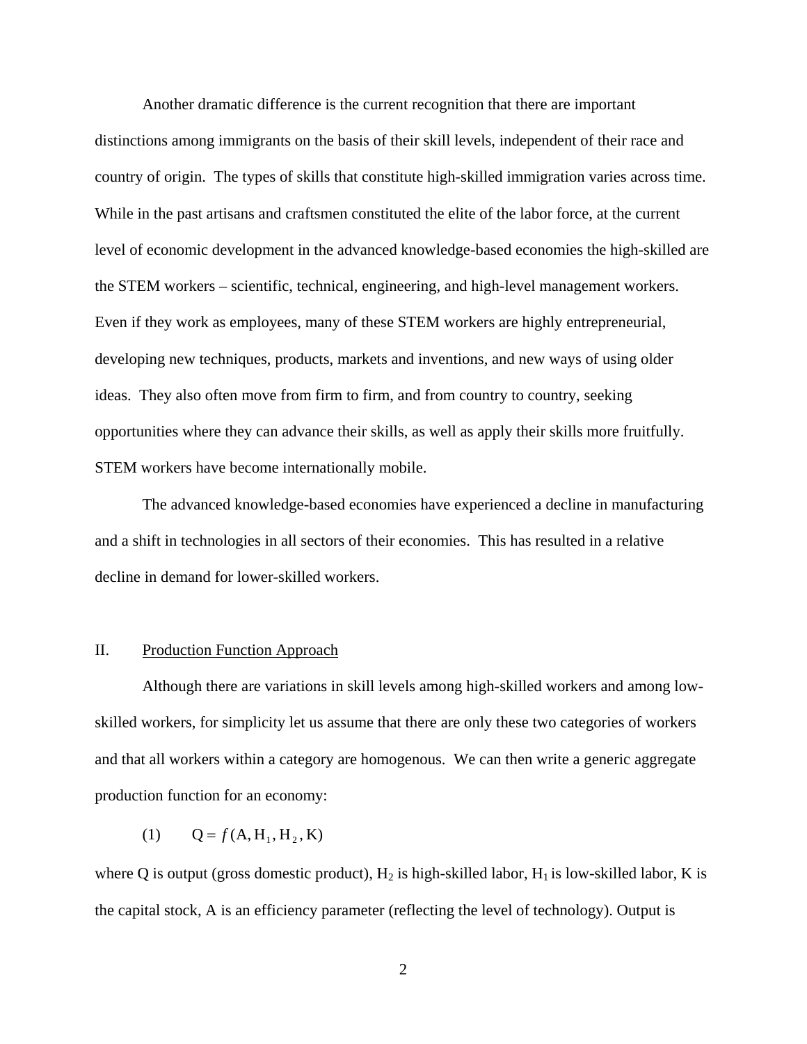Another dramatic difference is the current recognition that there are important distinctions among immigrants on the basis of their skill levels, independent of their race and country of origin. The types of skills that constitute high-skilled immigration varies across time. While in the past artisans and craftsmen constituted the elite of the labor force, at the current level of economic development in the advanced knowledge-based economies the high-skilled are the STEM workers – scientific, technical, engineering, and high-level management workers. Even if they work as employees, many of these STEM workers are highly entrepreneurial, developing new techniques, products, markets and inventions, and new ways of using older ideas. They also often move from firm to firm, and from country to country, seeking opportunities where they can advance their skills, as well as apply their skills more fruitfully. STEM workers have become internationally mobile.

The advanced knowledge-based economies have experienced a decline in manufacturing and a shift in technologies in all sectors of their economies. This has resulted in a relative decline in demand for lower-skilled workers.

## II. Production Function Approach

Although there are variations in skill levels among high-skilled workers and among low-skilled workers, for simplicity let us assume that there are only these two categories of workers and that all workers within a category are homogenous. We can then write a generic aggregate production function for an economy:

$$(1) \qquad Q = f(A, H_1, H_2, K)$$

where Q is output (gross domestic product), $H_2$ is high-skilled labor, $H_1$ is low-skilled labor, K is the capital stock, A is an efficiency parameter (reflecting the level of technology). Output is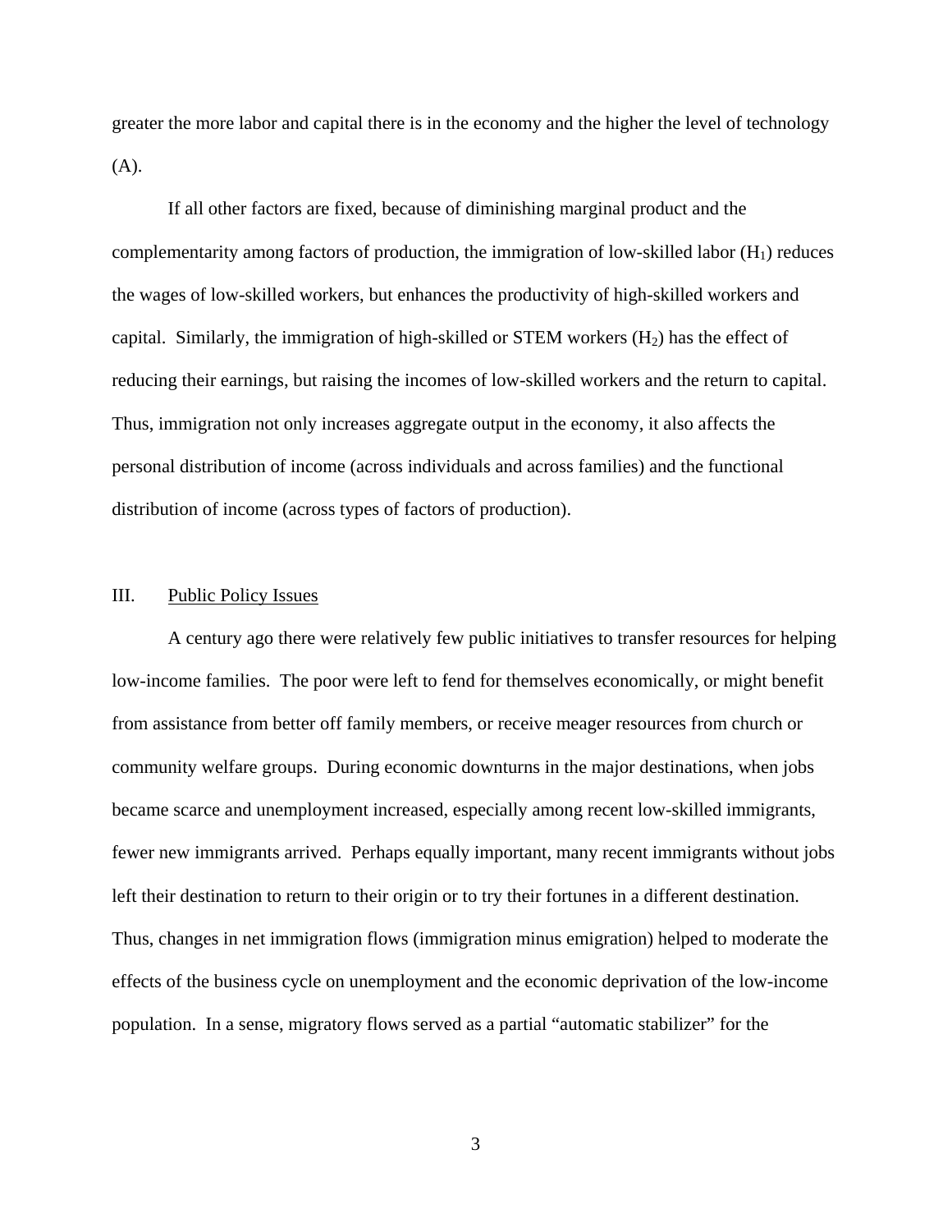greater the more labor and capital there is in the economy and the higher the level of technology (A).

If all other factors are fixed, because of diminishing marginal product and the complementarity among factors of production, the immigration of low-skilled labor ($H_1$) reduces the wages of low-skilled workers, but enhances the productivity of high-skilled workers and capital. Similarly, the immigration of high-skilled or STEM workers ($H_2$) has the effect of reducing their earnings, but raising the incomes of low-skilled workers and the return to capital. Thus, immigration not only increases aggregate output in the economy, it also affects the personal distribution of income (across individuals and across families) and the functional distribution of income (across types of factors of production).

## III. Public Policy Issues

A century ago there were relatively few public initiatives to transfer resources for helping low-income families. The poor were left to fend for themselves economically, or might benefit from assistance from better off family members, or receive meager resources from church or community welfare groups. During economic downturns in the major destinations, when jobs became scarce and unemployment increased, especially among recent low-skilled immigrants, fewer new immigrants arrived. Perhaps equally important, many recent immigrants without jobs left their destination to return to their origin or to try their fortunes in a different destination. Thus, changes in net immigration flows (immigration minus emigration) helped to moderate the effects of the business cycle on unemployment and the economic deprivation of the low-income population. In a sense, migratory flows served as a partial "automatic stabilizer" for the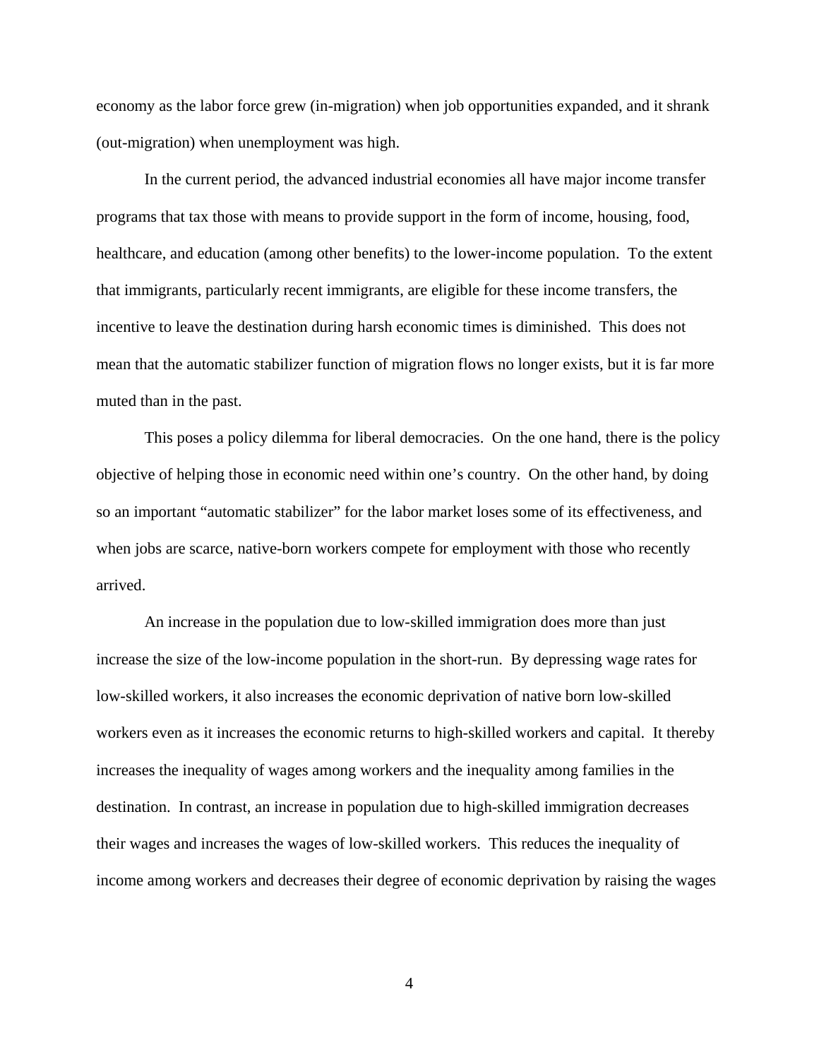economy as the labor force grew (in-migration) when job opportunities expanded, and it shrank (out-migration) when unemployment was high.

In the current period, the advanced industrial economies all have major income transfer programs that tax those with means to provide support in the form of income, housing, food, healthcare, and education (among other benefits) to the lower-income population. To the extent that immigrants, particularly recent immigrants, are eligible for these income transfers, the incentive to leave the destination during harsh economic times is diminished. This does not mean that the automatic stabilizer function of migration flows no longer exists, but it is far more muted than in the past.

This poses a policy dilemma for liberal democracies. On the one hand, there is the policy objective of helping those in economic need within one's country. On the other hand, by doing so an important "automatic stabilizer" for the labor market loses some of its effectiveness, and when jobs are scarce, native-born workers compete for employment with those who recently arrived.

An increase in the population due to low-skilled immigration does more than just increase the size of the low-income population in the short-run. By depressing wage rates for low-skilled workers, it also increases the economic deprivation of native born low-skilled workers even as it increases the economic returns to high-skilled workers and capital. It thereby increases the inequality of wages among workers and the inequality among families in the destination. In contrast, an increase in population due to high-skilled immigration decreases their wages and increases the wages of low-skilled workers. This reduces the inequality of income among workers and decreases their degree of economic deprivation by raising the wages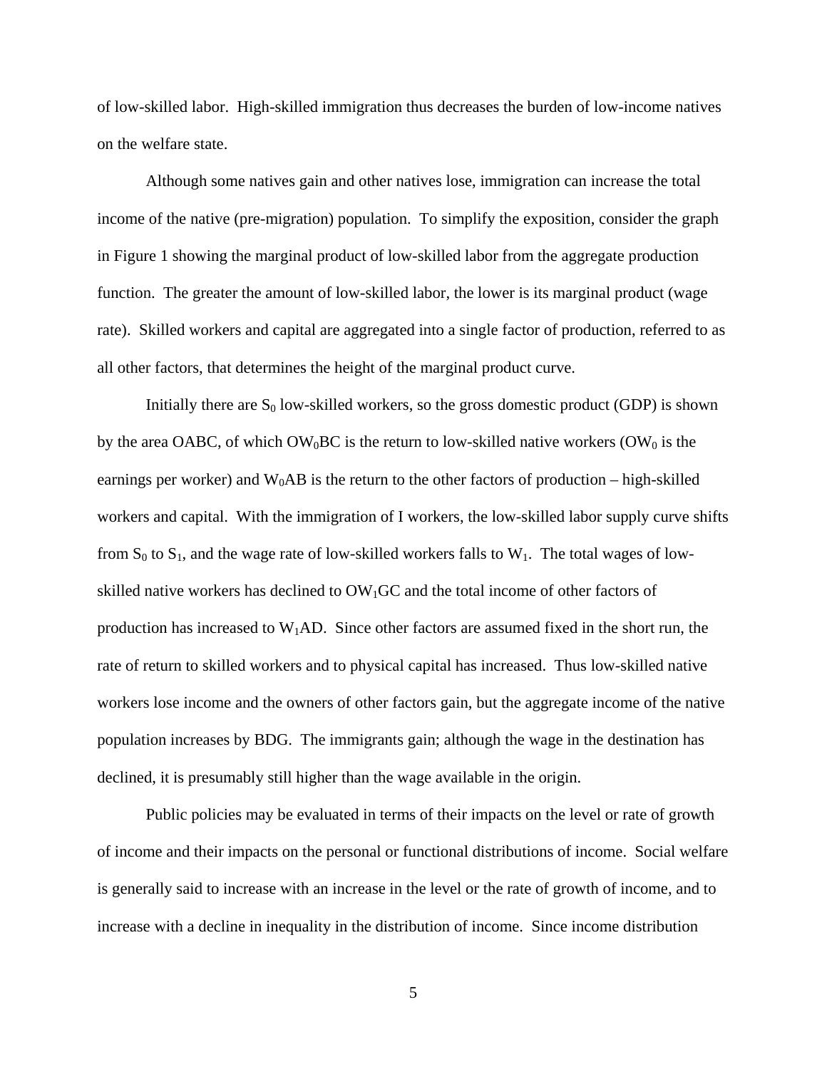of low-skilled labor. High-skilled immigration thus decreases the burden of low-income natives on the welfare state.

Although some natives gain and other natives lose, immigration can increase the total income of the native (pre-migration) population. To simplify the exposition, consider the graph in Figure 1 showing the marginal product of low-skilled labor from the aggregate production function. The greater the amount of low-skilled labor, the lower is its marginal product (wage rate). Skilled workers and capital are aggregated into a single factor of production, referred to as all other factors, that determines the height of the marginal product curve.

Initially there are $S_0$ low-skilled workers, so the gross domestic product (GDP) is shown by the area OABC, of which $OW_0BC$ is the return to low-skilled native workers ($OW_0$ is the earnings per worker) and $W_0AB$ is the return to the other factors of production – high-skilled workers and capital. With the immigration of I workers, the low-skilled labor supply curve shifts from $S_0$ to $S_1$, and the wage rate of low-skilled workers falls to $W_1$. The total wages of low-skilled native workers has declined to $OW_1GC$ and the total income of other factors of production has increased to $W_1AD$. Since other factors are assumed fixed in the short run, the rate of return to skilled workers and to physical capital has increased. Thus low-skilled native workers lose income and the owners of other factors gain, but the aggregate income of the native population increases by BDG. The immigrants gain; although the wage in the destination has declined, it is presumably still higher than the wage available in the origin.

Public policies may be evaluated in terms of their impacts on the level or rate of growth of income and their impacts on the personal or functional distributions of income. Social welfare is generally said to increase with an increase in the level or the rate of growth of income, and to increase with a decline in inequality in the distribution of income. Since income distribution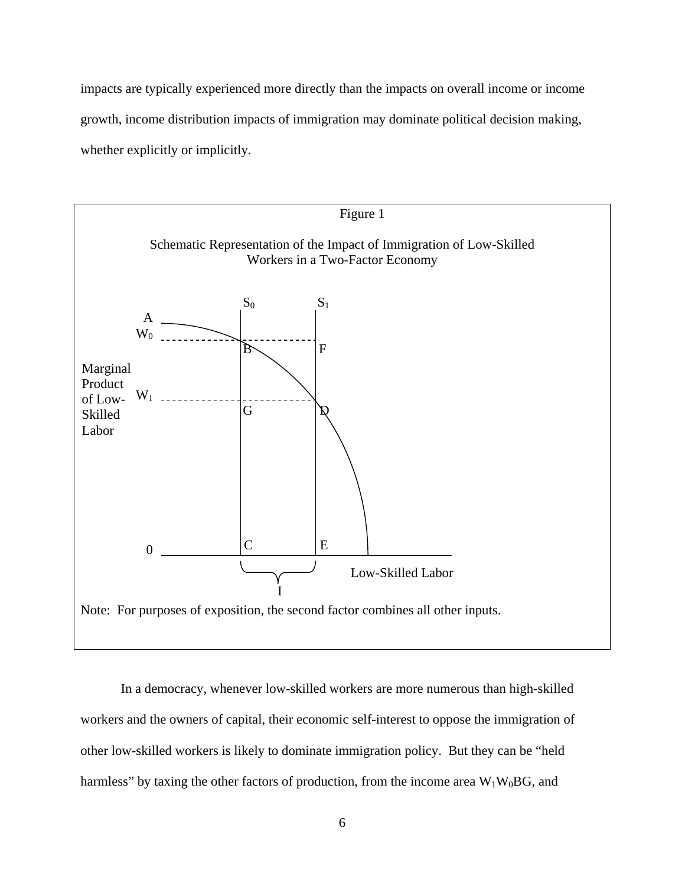impacts are typically experienced more directly than the impacts on overall income or income growth, income distribution impacts of immigration may dominate political decision making, whether explicitly or implicitly.

Figure 1

Schematic Representation of the Impact of Immigration of Low-Skilled Workers in a Two-Factor Economy

Note: For purposes of exposition, the second factor combines all other inputs.

In a democracy, whenever low-skilled workers are more numerous than high-skilled workers and the owners of capital, their economic self-interest to oppose the immigration of other low-skilled workers is likely to dominate immigration policy. But they can be "held harmless" by taxing the other factors of production, from the income area $W_1W_0BG$, and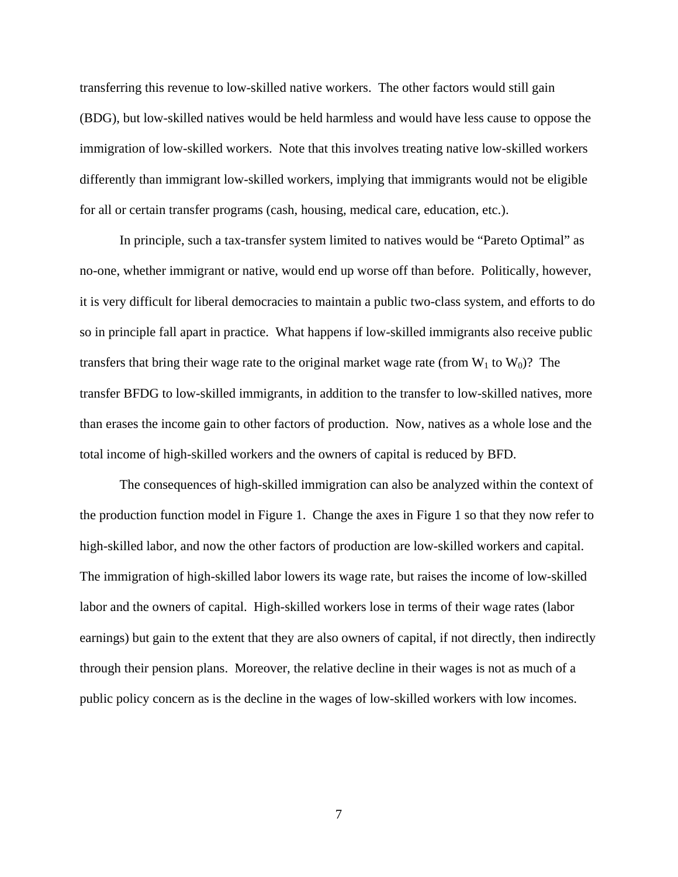transferring this revenue to low-skilled native workers. The other factors would still gain (BDG), but low-skilled natives would be held harmless and would have less cause to oppose the immigration of low-skilled workers. Note that this involves treating native low-skilled workers differently than immigrant low-skilled workers, implying that immigrants would not be eligible for all or certain transfer programs (cash, housing, medical care, education, etc.).

In principle, such a tax-transfer system limited to natives would be "Pareto Optimal" as no-one, whether immigrant or native, would end up worse off than before. Politically, however, it is very difficult for liberal democracies to maintain a public two-class system, and efforts to do so in principle fall apart in practice. What happens if low-skilled immigrants also receive public transfers that bring their wage rate to the original market wage rate (from $W_1$ to $W_0$)? The transfer BFDG to low-skilled immigrants, in addition to the transfer to low-skilled natives, more than erases the income gain to other factors of production. Now, natives as a whole lose and the total income of high-skilled workers and the owners of capital is reduced by BFD.

The consequences of high-skilled immigration can also be analyzed within the context of the production function model in Figure 1. Change the axes in Figure 1 so that they now refer to high-skilled labor, and now the other factors of production are low-skilled workers and capital. The immigration of high-skilled labor lowers its wage rate, but raises the income of low-skilled labor and the owners of capital. High-skilled workers lose in terms of their wage rates (labor earnings) but gain to the extent that they are also owners of capital, if not directly, then indirectly through their pension plans. Moreover, the relative decline in their wages is not as much of a public policy concern as is the decline in the wages of low-skilled workers with low incomes.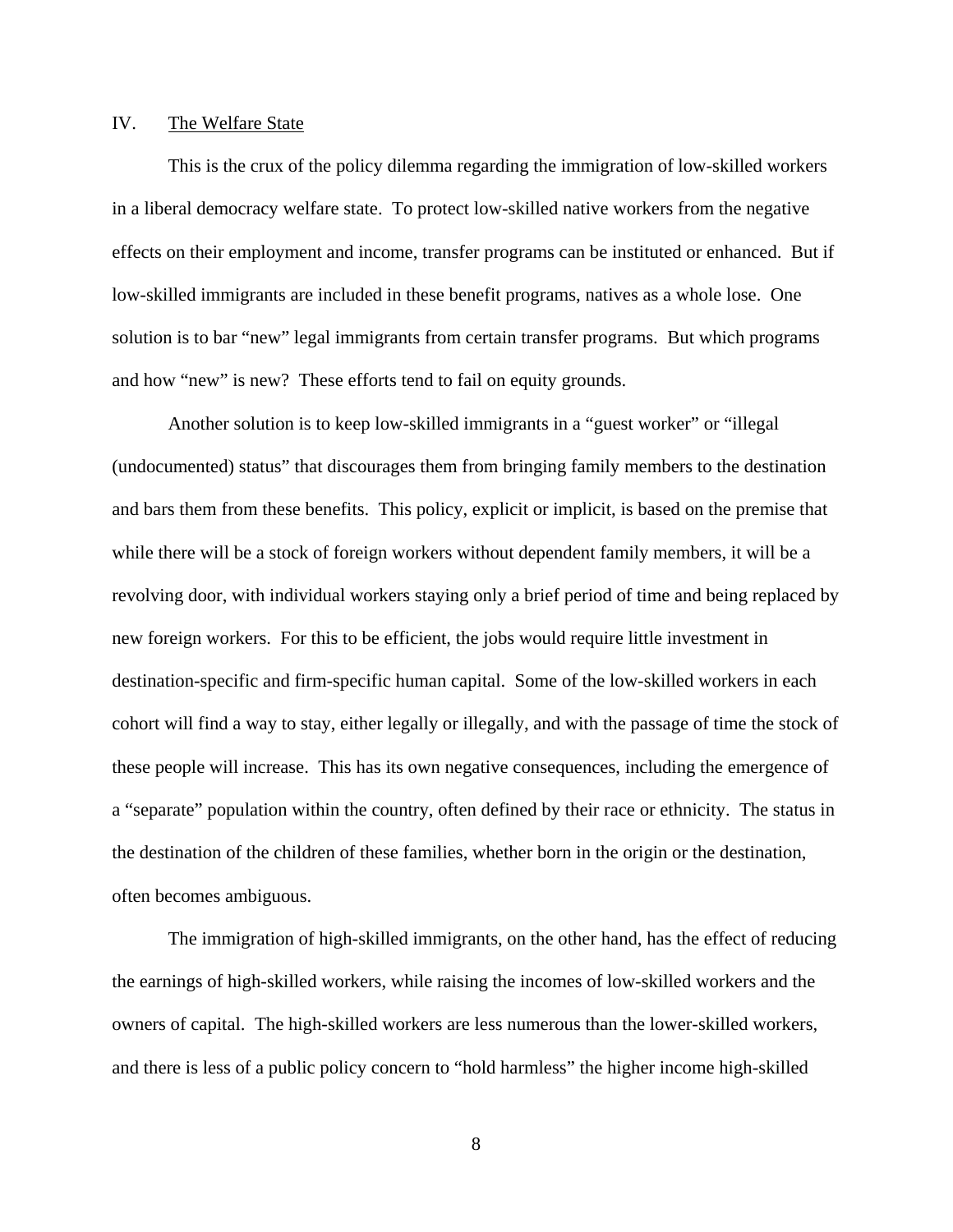## IV. <u>The Welfare State</u>

This is the crux of the policy dilemma regarding the immigration of low-skilled workers in a liberal democracy welfare state. To protect low-skilled native workers from the negative effects on their employment and income, transfer programs can be instituted or enhanced. But if low-skilled immigrants are included in these benefit programs, natives as a whole lose. One solution is to bar "new" legal immigrants from certain transfer programs. But which programs and how "new" is new? These efforts tend to fail on equity grounds.

Another solution is to keep low-skilled immigrants in a "guest worker" or "illegal (undocumented) status" that discourages them from bringing family members to the destination and bars them from these benefits. This policy, explicit or implicit, is based on the premise that while there will be a stock of foreign workers without dependent family members, it will be a revolving door, with individual workers staying only a brief period of time and being replaced by new foreign workers. For this to be efficient, the jobs would require little investment in destination-specific and firm-specific human capital. Some of the low-skilled workers in each cohort will find a way to stay, either legally or illegally, and with the passage of time the stock of these people will increase. This has its own negative consequences, including the emergence of a "separate" population within the country, often defined by their race or ethnicity. The status in the destination of the children of these families, whether born in the origin or the destination, often becomes ambiguous.

The immigration of high-skilled immigrants, on the other hand, has the effect of reducing the earnings of high-skilled workers, while raising the incomes of low-skilled workers and the owners of capital. The high-skilled workers are less numerous than the lower-skilled workers, and there is less of a public policy concern to "hold harmless" the higher income high-skilled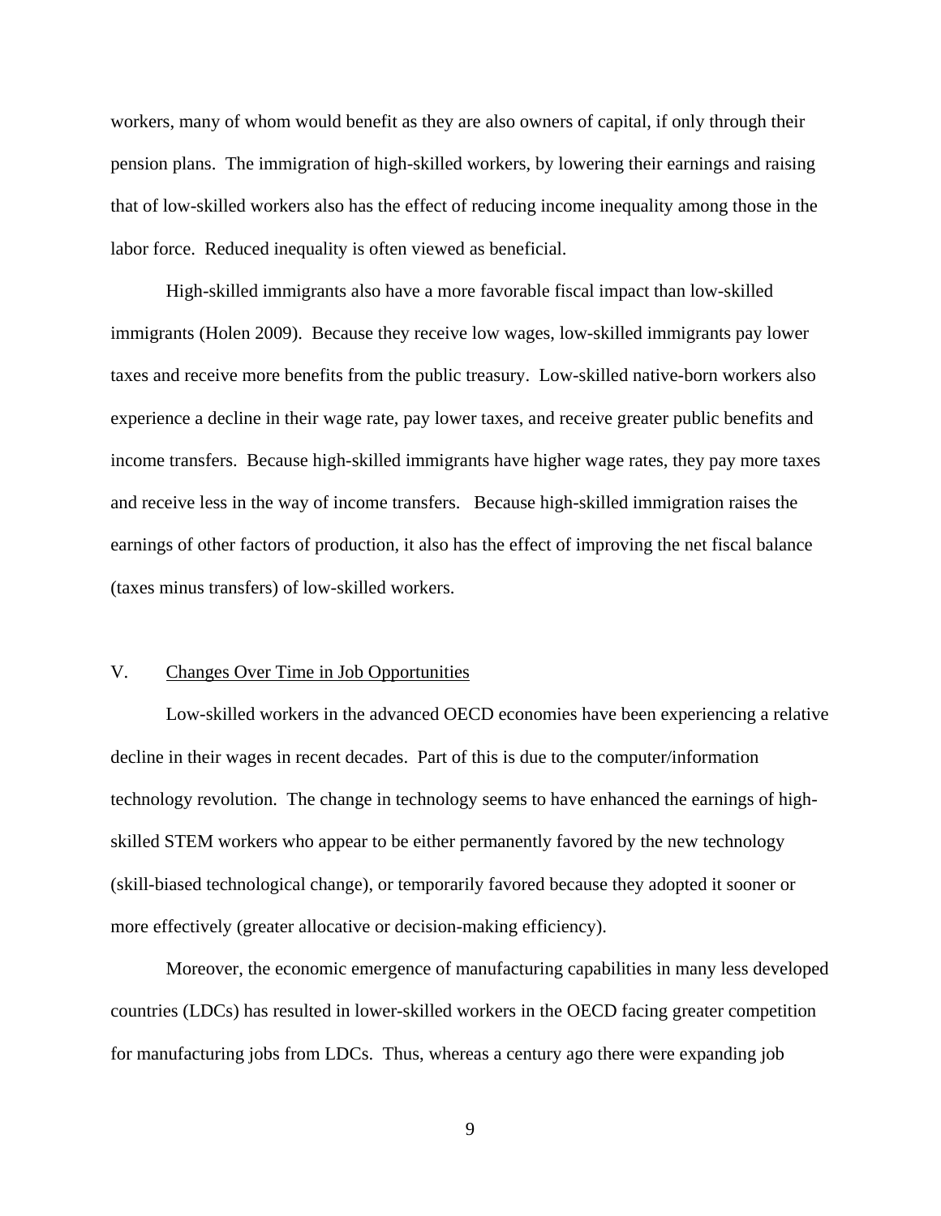workers, many of whom would benefit as they are also owners of capital, if only through their pension plans. The immigration of high-skilled workers, by lowering their earnings and raising that of low-skilled workers also has the effect of reducing income inequality among those in the labor force. Reduced inequality is often viewed as beneficial.

High-skilled immigrants also have a more favorable fiscal impact than low-skilled immigrants (Holen 2009). Because they receive low wages, low-skilled immigrants pay lower taxes and receive more benefits from the public treasury. Low-skilled native-born workers also experience a decline in their wage rate, pay lower taxes, and receive greater public benefits and income transfers. Because high-skilled immigrants have higher wage rates, they pay more taxes and receive less in the way of income transfers. Because high-skilled immigration raises the earnings of other factors of production, it also has the effect of improving the net fiscal balance (taxes minus transfers) of low-skilled workers.

## V. Changes Over Time in Job Opportunities

Low-skilled workers in the advanced OECD economies have been experiencing a relative decline in their wages in recent decades. Part of this is due to the computer/information technology revolution. The change in technology seems to have enhanced the earnings of high-skilled STEM workers who appear to be either permanently favored by the new technology (skill-biased technological change), or temporarily favored because they adopted it sooner or more effectively (greater allocative or decision-making efficiency).

Moreover, the economic emergence of manufacturing capabilities in many less developed countries (LDCs) has resulted in lower-skilled workers in the OECD facing greater competition for manufacturing jobs from LDCs. Thus, whereas a century ago there were expanding job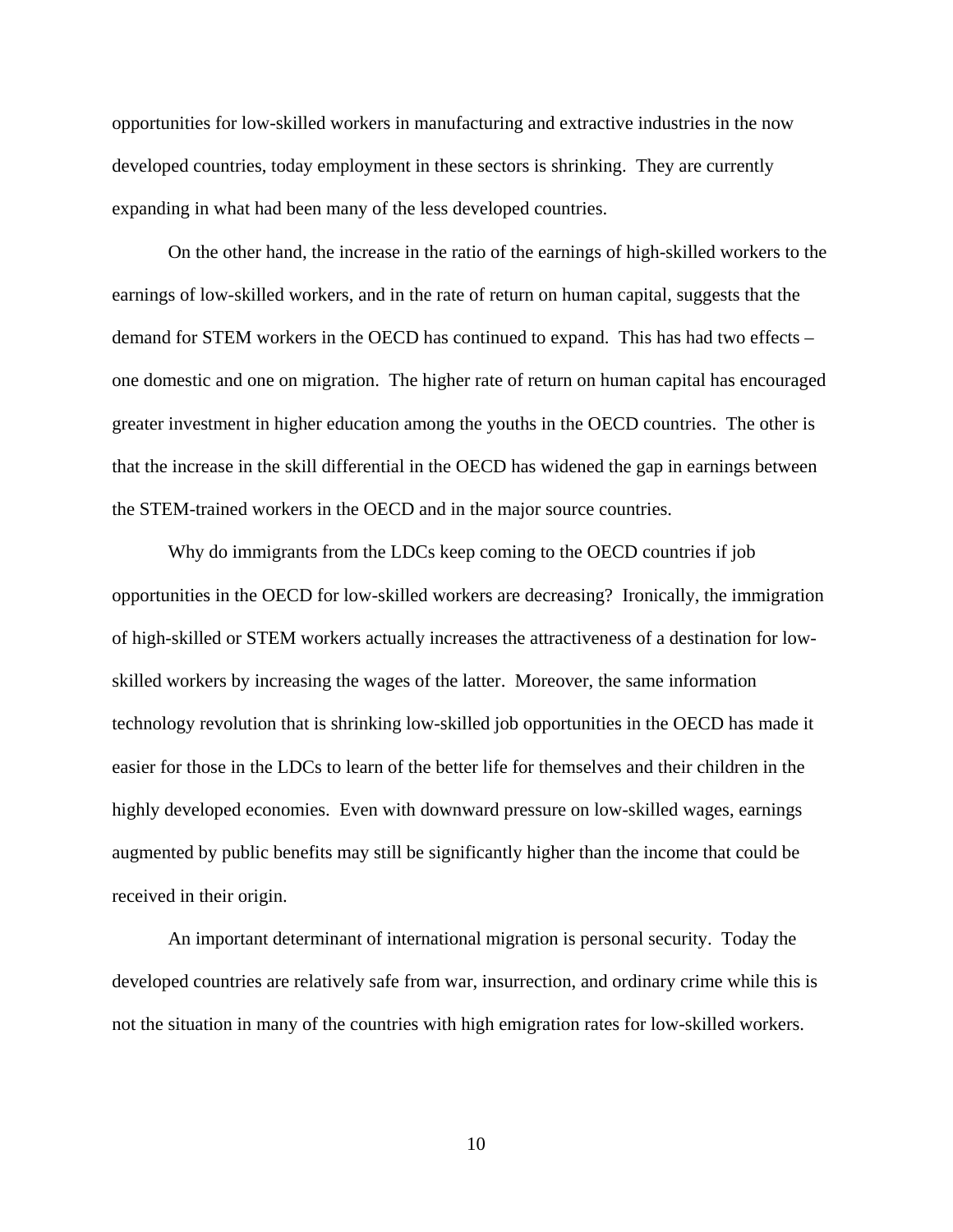opportunities for low-skilled workers in manufacturing and extractive industries in the now developed countries, today employment in these sectors is shrinking. They are currently expanding in what had been many of the less developed countries.

On the other hand, the increase in the ratio of the earnings of high-skilled workers to the earnings of low-skilled workers, and in the rate of return on human capital, suggests that the demand for STEM workers in the OECD has continued to expand. This has had two effects – one domestic and one on migration. The higher rate of return on human capital has encouraged greater investment in higher education among the youths in the OECD countries. The other is that the increase in the skill differential in the OECD has widened the gap in earnings between the STEM-trained workers in the OECD and in the major source countries.

Why do immigrants from the LDCs keep coming to the OECD countries if job opportunities in the OECD for low-skilled workers are decreasing? Ironically, the immigration of high-skilled or STEM workers actually increases the attractiveness of a destination for low-skilled workers by increasing the wages of the latter. Moreover, the same information technology revolution that is shrinking low-skilled job opportunities in the OECD has made it easier for those in the LDCs to learn of the better life for themselves and their children in the highly developed economies. Even with downward pressure on low-skilled wages, earnings augmented by public benefits may still be significantly higher than the income that could be received in their origin.

An important determinant of international migration is personal security. Today the developed countries are relatively safe from war, insurrection, and ordinary crime while this is not the situation in many of the countries with high emigration rates for low-skilled workers.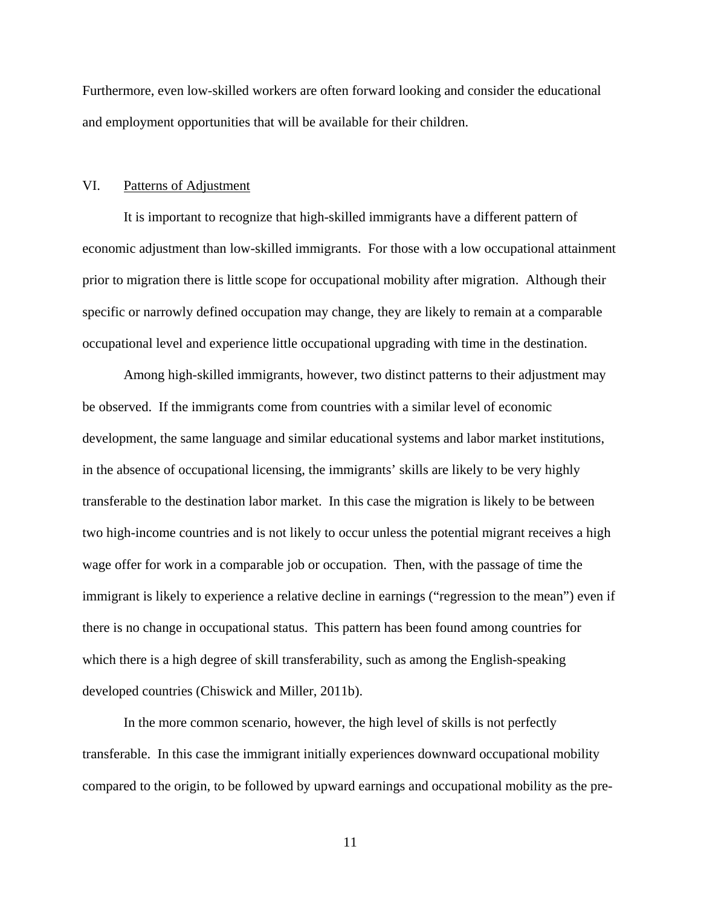Furthermore, even low-skilled workers are often forward looking and consider the educational and employment opportunities that will be available for their children.

## VI. Patterns of Adjustment

It is important to recognize that high-skilled immigrants have a different pattern of economic adjustment than low-skilled immigrants. For those with a low occupational attainment prior to migration there is little scope for occupational mobility after migration. Although their specific or narrowly defined occupation may change, they are likely to remain at a comparable occupational level and experience little occupational upgrading with time in the destination.

Among high-skilled immigrants, however, two distinct patterns to their adjustment may be observed. If the immigrants come from countries with a similar level of economic development, the same language and similar educational systems and labor market institutions, in the absence of occupational licensing, the immigrants' skills are likely to be very highly transferable to the destination labor market. In this case the migration is likely to be between two high-income countries and is not likely to occur unless the potential migrant receives a high wage offer for work in a comparable job or occupation. Then, with the passage of time the immigrant is likely to experience a relative decline in earnings ("regression to the mean") even if there is no change in occupational status. This pattern has been found among countries for which there is a high degree of skill transferability, such as among the English-speaking developed countries (Chiswick and Miller, 2011b).

In the more common scenario, however, the high level of skills is not perfectly transferable. In this case the immigrant initially experiences downward occupational mobility compared to the origin, to be followed by upward earnings and occupational mobility as the pre-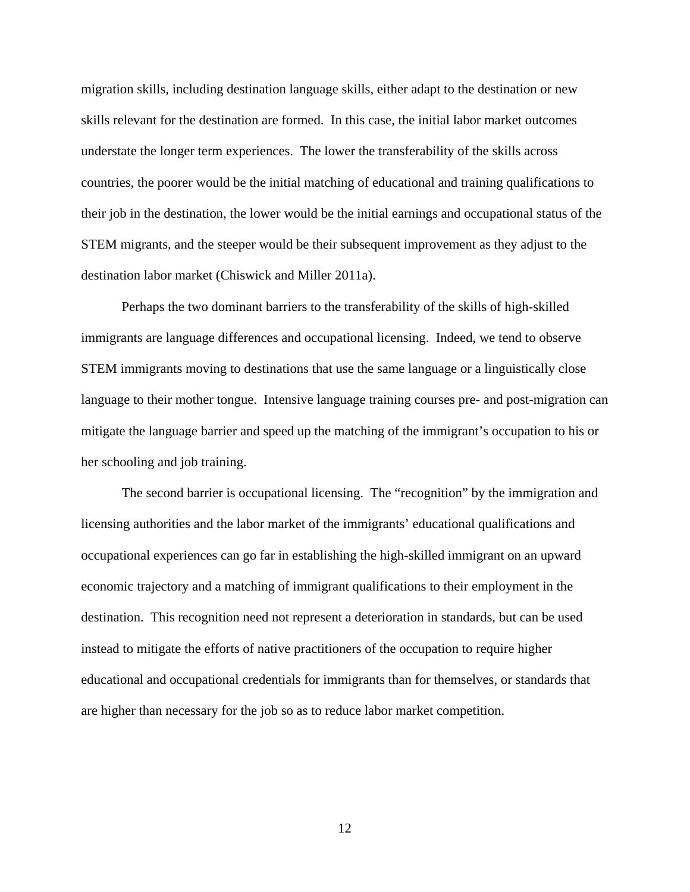migration skills, including destination language skills, either adapt to the destination or new skills relevant for the destination are formed. In this case, the initial labor market outcomes understate the longer term experiences. The lower the transferability of the skills across countries, the poorer would be the initial matching of educational and training qualifications to their job in the destination, the lower would be the initial earnings and occupational status of the STEM migrants, and the steeper would be their subsequent improvement as they adjust to the destination labor market (Chiswick and Miller 2011a).

Perhaps the two dominant barriers to the transferability of the skills of high-skilled immigrants are language differences and occupational licensing. Indeed, we tend to observe STEM immigrants moving to destinations that use the same language or a linguistically close language to their mother tongue. Intensive language training courses pre- and post-migration can mitigate the language barrier and speed up the matching of the immigrant's occupation to his or her schooling and job training.

The second barrier is occupational licensing. The "recognition" by the immigration and licensing authorities and the labor market of the immigrants' educational qualifications and occupational experiences can go far in establishing the high-skilled immigrant on an upward economic trajectory and a matching of immigrant qualifications to their employment in the destination. This recognition need not represent a deterioration in standards, but can be used instead to mitigate the efforts of native practitioners of the occupation to require higher educational and occupational credentials for immigrants than for themselves, or standards that are higher than necessary for the job so as to reduce labor market competition.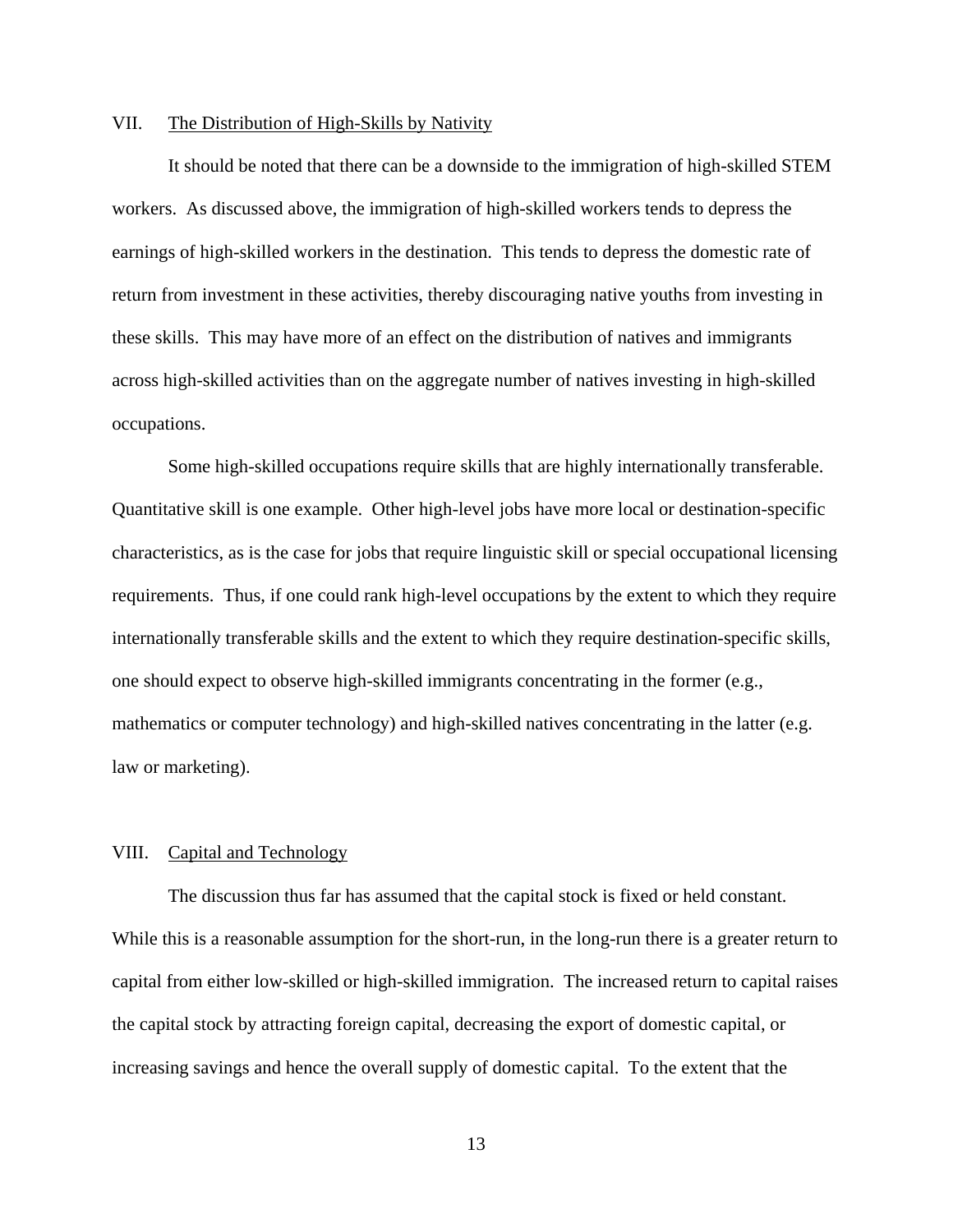## VII. The Distribution of High-Skills by Nativity

It should be noted that there can be a downside to the immigration of high-skilled STEM workers. As discussed above, the immigration of high-skilled workers tends to depress the earnings of high-skilled workers in the destination. This tends to depress the domestic rate of return from investment in these activities, thereby discouraging native youths from investing in these skills. This may have more of an effect on the distribution of natives and immigrants across high-skilled activities than on the aggregate number of natives investing in high-skilled occupations.

Some high-skilled occupations require skills that are highly internationally transferable. Quantitative skill is one example. Other high-level jobs have more local or destination-specific characteristics, as is the case for jobs that require linguistic skill or special occupational licensing requirements. Thus, if one could rank high-level occupations by the extent to which they require internationally transferable skills and the extent to which they require destination-specific skills, one should expect to observe high-skilled immigrants concentrating in the former (e.g., mathematics or computer technology) and high-skilled natives concentrating in the latter (e.g. law or marketing).

## VIII. Capital and Technology

The discussion thus far has assumed that the capital stock is fixed or held constant. While this is a reasonable assumption for the short-run, in the long-run there is a greater return to capital from either low-skilled or high-skilled immigration. The increased return to capital raises the capital stock by attracting foreign capital, decreasing the export of domestic capital, or increasing savings and hence the overall supply of domestic capital. To the extent that the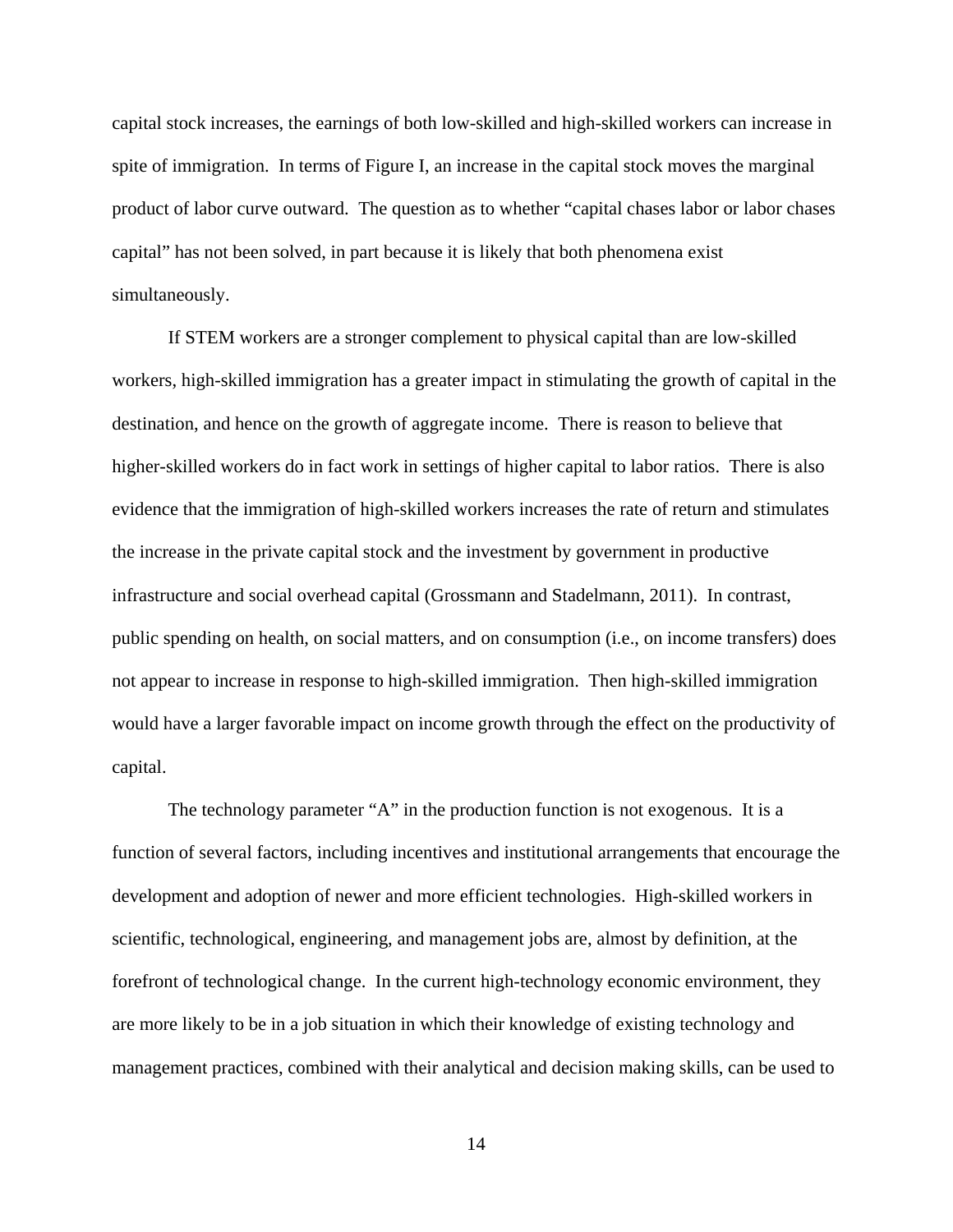capital stock increases, the earnings of both low-skilled and high-skilled workers can increase in spite of immigration. In terms of Figure I, an increase in the capital stock moves the marginal product of labor curve outward. The question as to whether "capital chases labor or labor chases capital" has not been solved, in part because it is likely that both phenomena exist simultaneously.

If STEM workers are a stronger complement to physical capital than are low-skilled workers, high-skilled immigration has a greater impact in stimulating the growth of capital in the destination, and hence on the growth of aggregate income. There is reason to believe that higher-skilled workers do in fact work in settings of higher capital to labor ratios. There is also evidence that the immigration of high-skilled workers increases the rate of return and stimulates the increase in the private capital stock and the investment by government in productive infrastructure and social overhead capital (Grossmann and Stadelmann, 2011). In contrast, public spending on health, on social matters, and on consumption (i.e., on income transfers) does not appear to increase in response to high-skilled immigration. Then high-skilled immigration would have a larger favorable impact on income growth through the effect on the productivity of capital.

The technology parameter "A" in the production function is not exogenous. It is a function of several factors, including incentives and institutional arrangements that encourage the development and adoption of newer and more efficient technologies. High-skilled workers in scientific, technological, engineering, and management jobs are, almost by definition, at the forefront of technological change. In the current high-technology economic environment, they are more likely to be in a job situation in which their knowledge of existing technology and management practices, combined with their analytical and decision making skills, can be used to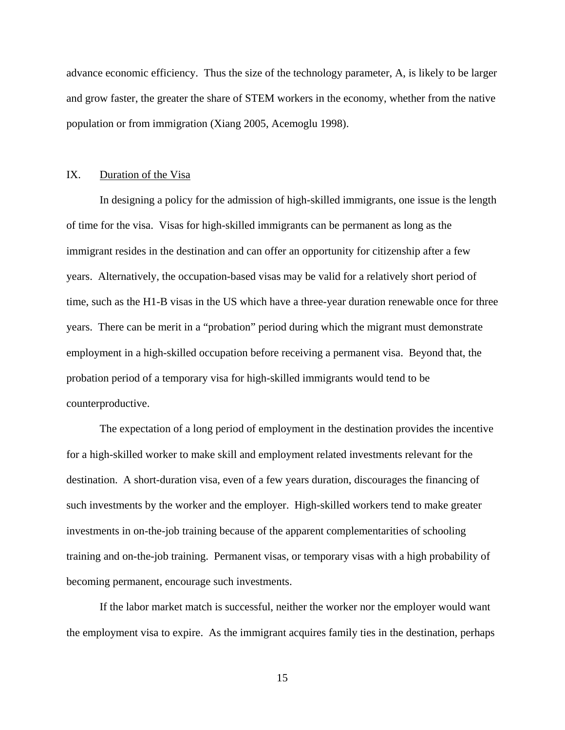advance economic efficiency. Thus the size of the technology parameter, A, is likely to be larger and grow faster, the greater the share of STEM workers in the economy, whether from the native population or from immigration (Xiang 2005, Acemoglu 1998).

## IX. Duration of the Visa

In designing a policy for the admission of high-skilled immigrants, one issue is the length of time for the visa. Visas for high-skilled immigrants can be permanent as long as the immigrant resides in the destination and can offer an opportunity for citizenship after a few years. Alternatively, the occupation-based visas may be valid for a relatively short period of time, such as the H1-B visas in the US which have a three-year duration renewable once for three years. There can be merit in a "probation" period during which the migrant must demonstrate employment in a high-skilled occupation before receiving a permanent visa. Beyond that, the probation period of a temporary visa for high-skilled immigrants would tend to be counterproductive.

The expectation of a long period of employment in the destination provides the incentive for a high-skilled worker to make skill and employment related investments relevant for the destination. A short-duration visa, even of a few years duration, discourages the financing of such investments by the worker and the employer. High-skilled workers tend to make greater investments in on-the-job training because of the apparent complementarities of schooling training and on-the-job training. Permanent visas, or temporary visas with a high probability of becoming permanent, encourage such investments.

If the labor market match is successful, neither the worker nor the employer would want the employment visa to expire. As the immigrant acquires family ties in the destination, perhaps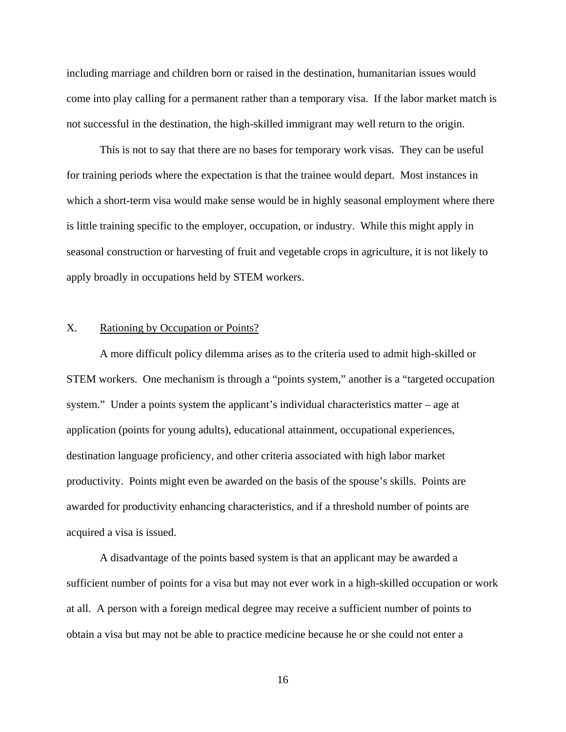including marriage and children born or raised in the destination, humanitarian issues would come into play calling for a permanent rather than a temporary visa. If the labor market match is not successful in the destination, the high-skilled immigrant may well return to the origin.

This is not to say that there are no bases for temporary work visas. They can be useful for training periods where the expectation is that the trainee would depart. Most instances in which a short-term visa would make sense would be in highly seasonal employment where there is little training specific to the employer, occupation, or industry. While this might apply in seasonal construction or harvesting of fruit and vegetable crops in agriculture, it is not likely to apply broadly in occupations held by STEM workers.

## X. Rationing by Occupation or Points?

A more difficult policy dilemma arises as to the criteria used to admit high-skilled or STEM workers. One mechanism is through a "points system," another is a "targeted occupation system." Under a points system the applicant's individual characteristics matter – age at application (points for young adults), educational attainment, occupational experiences, destination language proficiency, and other criteria associated with high labor market productivity. Points might even be awarded on the basis of the spouse's skills. Points are awarded for productivity enhancing characteristics, and if a threshold number of points are acquired a visa is issued.

A disadvantage of the points based system is that an applicant may be awarded a sufficient number of points for a visa but may not ever work in a high-skilled occupation or work at all. A person with a foreign medical degree may receive a sufficient number of points to obtain a visa but may not be able to practice medicine because he or she could not enter a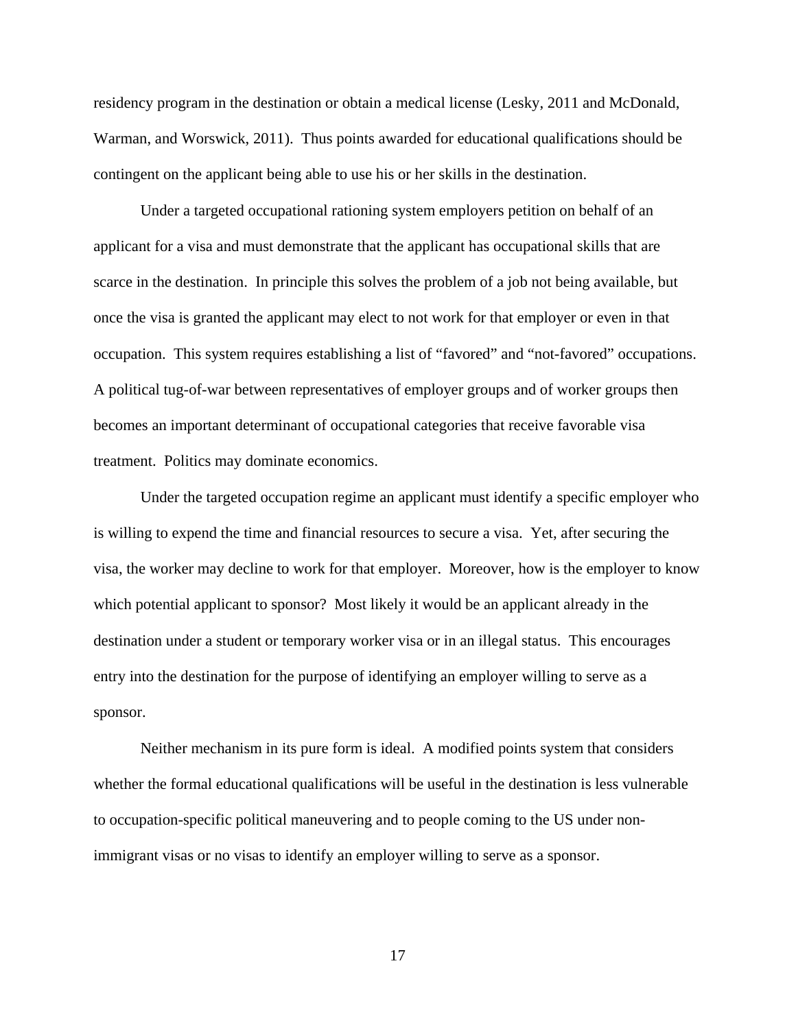residency program in the destination or obtain a medical license (Lesky, 2011 and McDonald, Warman, and Worswick, 2011). Thus points awarded for educational qualifications should be contingent on the applicant being able to use his or her skills in the destination.

Under a targeted occupational rationing system employers petition on behalf of an applicant for a visa and must demonstrate that the applicant has occupational skills that are scarce in the destination. In principle this solves the problem of a job not being available, but once the visa is granted the applicant may elect to not work for that employer or even in that occupation. This system requires establishing a list of "favored" and "not-favored" occupations. A political tug-of-war between representatives of employer groups and of worker groups then becomes an important determinant of occupational categories that receive favorable visa treatment. Politics may dominate economics.

Under the targeted occupation regime an applicant must identify a specific employer who is willing to expend the time and financial resources to secure a visa. Yet, after securing the visa, the worker may decline to work for that employer. Moreover, how is the employer to know which potential applicant to sponsor? Most likely it would be an applicant already in the destination under a student or temporary worker visa or in an illegal status. This encourages entry into the destination for the purpose of identifying an employer willing to serve as a sponsor.

Neither mechanism in its pure form is ideal. A modified points system that considers whether the formal educational qualifications will be useful in the destination is less vulnerable to occupation-specific political maneuvering and to people coming to the US under non-immigrant visas or no visas to identify an employer willing to serve as a sponsor.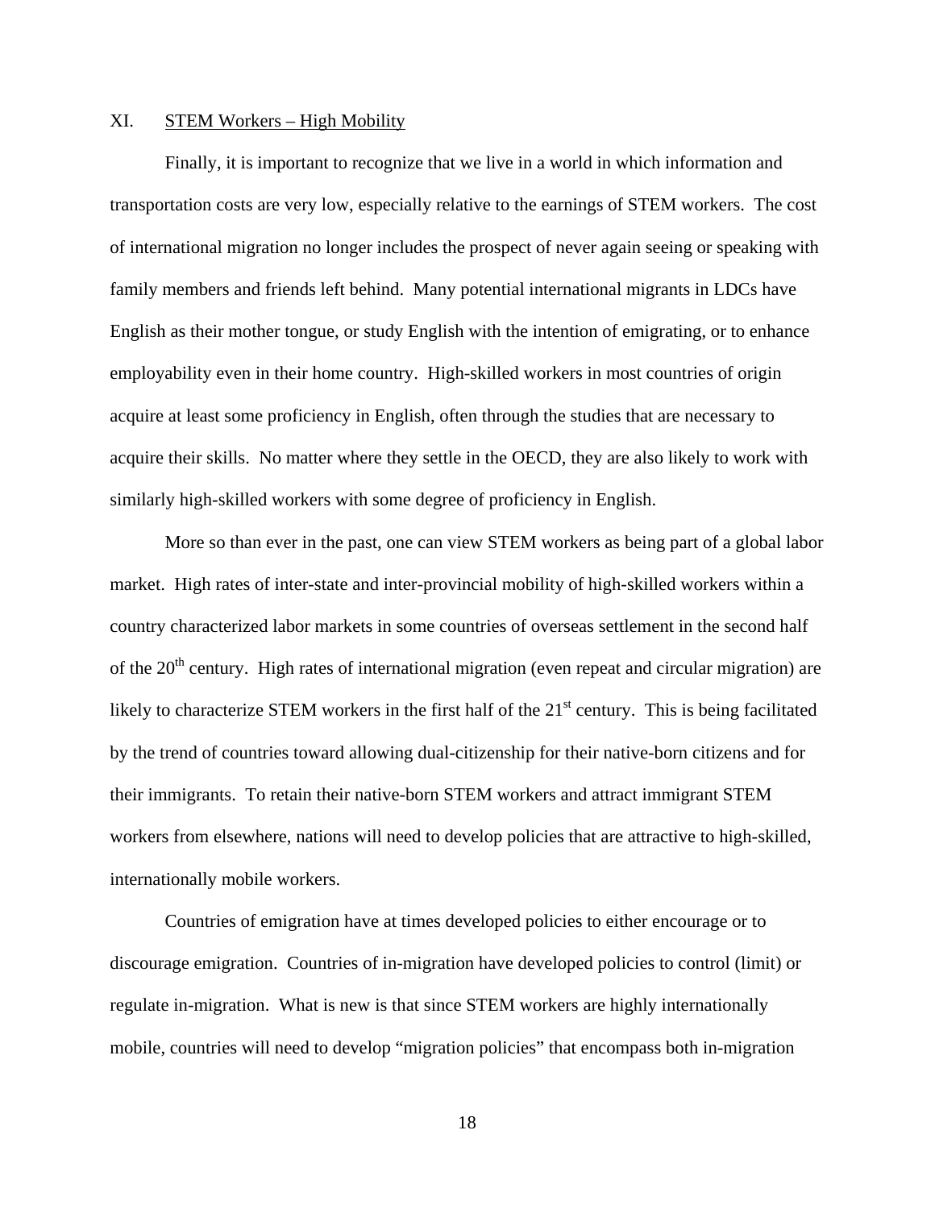## XI. STEM Workers – High Mobility

Finally, it is important to recognize that we live in a world in which information and transportation costs are very low, especially relative to the earnings of STEM workers. The cost of international migration no longer includes the prospect of never again seeing or speaking with family members and friends left behind. Many potential international migrants in LDCs have English as their mother tongue, or study English with the intention of emigrating, or to enhance employability even in their home country. High-skilled workers in most countries of origin acquire at least some proficiency in English, often through the studies that are necessary to acquire their skills. No matter where they settle in the OECD, they are also likely to work with similarly high-skilled workers with some degree of proficiency in English.

More so than ever in the past, one can view STEM workers as being part of a global labor market. High rates of inter-state and inter-provincial mobility of high-skilled workers within a country characterized labor markets in some countries of overseas settlement in the second half of the 20th century. High rates of international migration (even repeat and circular migration) are likely to characterize STEM workers in the first half of the 21st century. This is being facilitated by the trend of countries toward allowing dual-citizenship for their native-born citizens and for their immigrants. To retain their native-born STEM workers and attract immigrant STEM workers from elsewhere, nations will need to develop policies that are attractive to high-skilled, internationally mobile workers.

Countries of emigration have at times developed policies to either encourage or to discourage emigration. Countries of in-migration have developed policies to control (limit) or regulate in-migration. What is new is that since STEM workers are highly internationally mobile, countries will need to develop "migration policies" that encompass both in-migration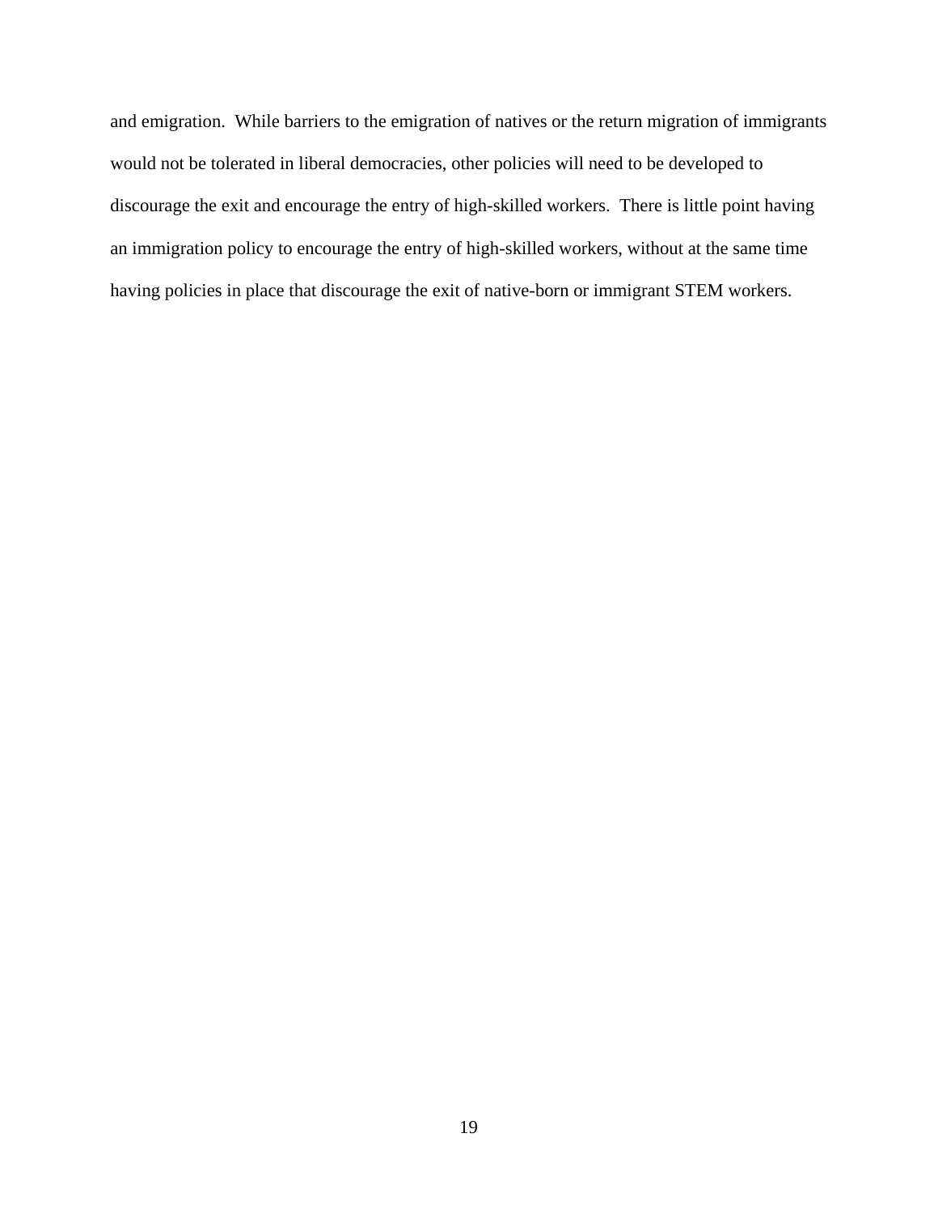and emigration. While barriers to the emigration of natives or the return migration of immigrants would not be tolerated in liberal democracies, other policies will need to be developed to discourage the exit and encourage the entry of high-skilled workers. There is little point having an immigration policy to encourage the entry of high-skilled workers, without at the same time having policies in place that discourage the exit of native-born or immigrant STEM workers.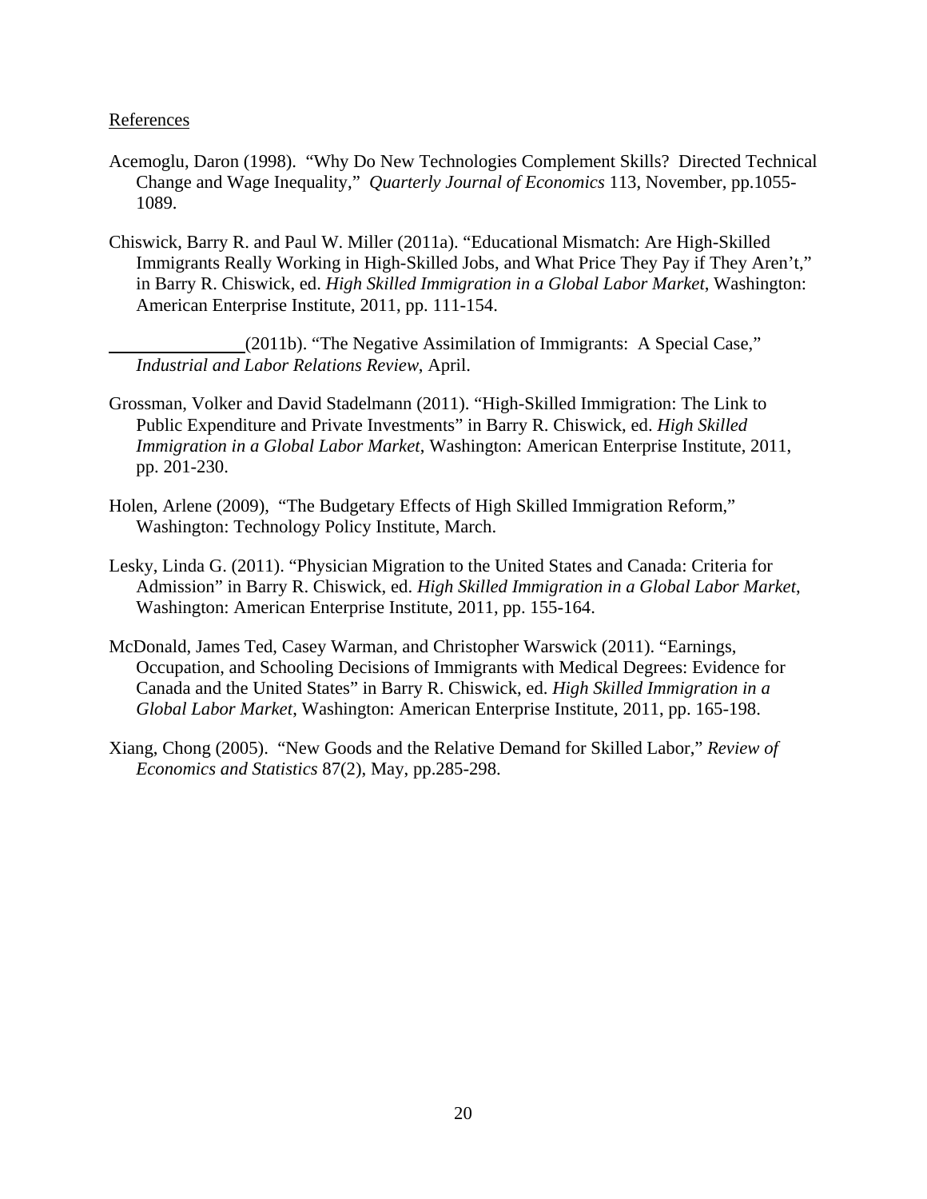References

Acemoglu, Daron (1998). "Why Do New Technologies Complement Skills? Directed Technical Change and Wage Inequality," *Quarterly Journal of Economics* 113, November, pp.1055-1089.

Chiswick, Barry R. and Paul W. Miller (2011a). "Educational Mismatch: Are High-Skilled Immigrants Really Working in High-Skilled Jobs, and What Price They Pay if They Aren't," in Barry R. Chiswick, ed. *High Skilled Immigration in a Global Labor Market*, Washington: American Enterprise Institute, 2011, pp. 111-154.

\_\_\_\_\_\_\_\_\_\_\_\_\_\_\_ (2011b). "The Negative Assimilation of Immigrants: A Special Case," *Industrial and Labor Relations Review*, April.

Grossman, Volker and David Stadelmann (2011). "High-Skilled Immigration: The Link to Public Expenditure and Private Investments" in Barry R. Chiswick, ed. *High Skilled Immigration in a Global Labor Market*, Washington: American Enterprise Institute, 2011, pp. 201-230.

Holen, Arlene (2009), "The Budgetary Effects of High Skilled Immigration Reform," Washington: Technology Policy Institute, March.

Lesky, Linda G. (2011). "Physician Migration to the United States and Canada: Criteria for Admission" in Barry R. Chiswick, ed. *High Skilled Immigration in a Global Labor Market*, Washington: American Enterprise Institute, 2011, pp. 155-164.

McDonald, James Ted, Casey Warman, and Christopher Warswick (2011). "Earnings, Occupation, and Schooling Decisions of Immigrants with Medical Degrees: Evidence for Canada and the United States" in Barry R. Chiswick, ed. *High Skilled Immigration in a Global Labor Market*, Washington: American Enterprise Institute, 2011, pp. 165-198.

Xiang, Chong (2005). "New Goods and the Relative Demand for Skilled Labor," *Review of Economics and Statistics* 87(2), May, pp.285-298.